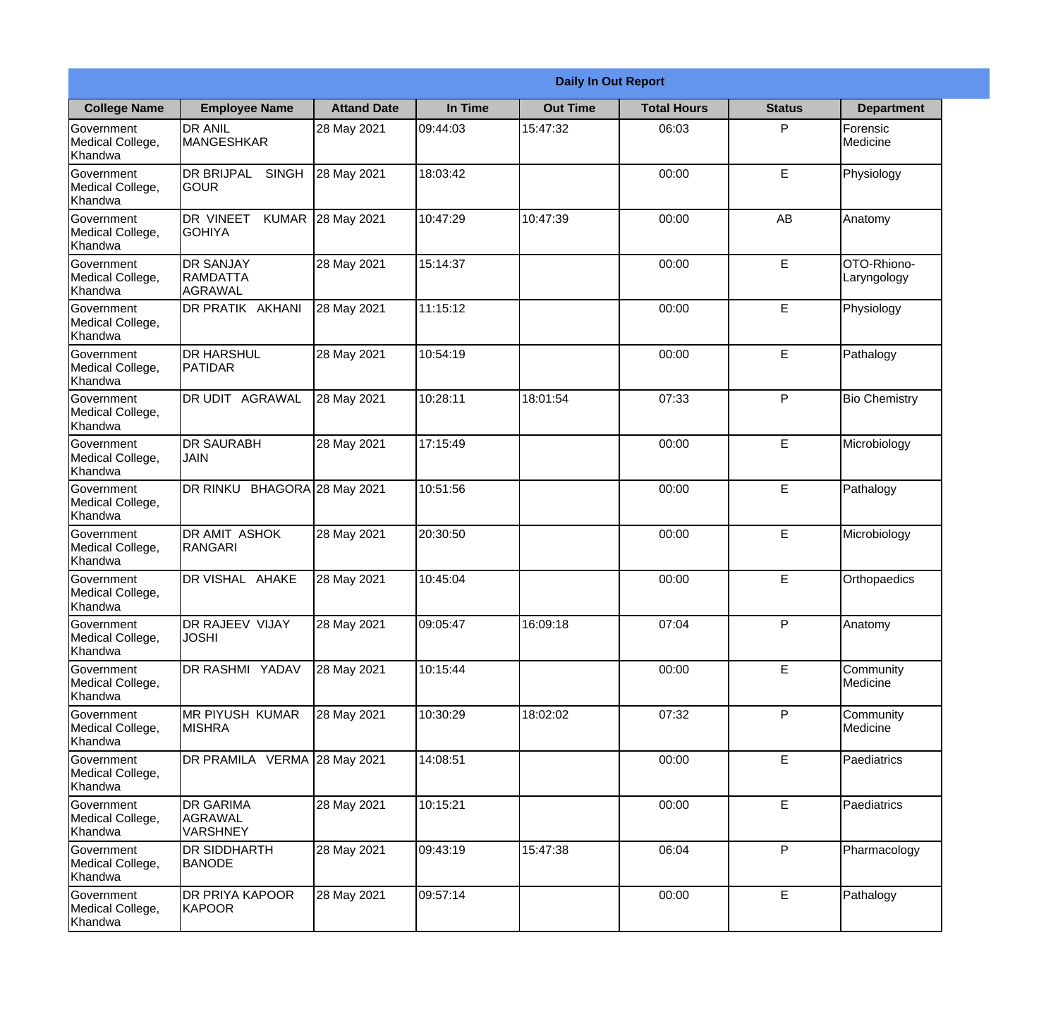**Daily In Out Report**

| College Name | Employee Name | Attand Date | In Time | Out Time | Total Hours | Status | Department |
|---|---|---|---|---|---|---|---|
| Government Medical College, Khandwa | DR ANIL MANGESHKAR | 28 May 2021 | 09:44:03 | 15:47:32 | 06:03 | P | Forensic Medicine |
| Government Medical College, Khandwa | DR BRIJPAL SINGH GOUR | 28 May 2021 | 18:03:42 | | 00:00 | E | Physiology |
| Government Medical College, Khandwa | DR VINEET KUMAR GOHIYA | 28 May 2021 | 10:47:29 | 10:47:39 | 00:00 | AB | Anatomy |
| Government Medical College, Khandwa | DR SANJAY RAMDATTA AGRAWAL | 28 May 2021 | 15:14:37 | | 00:00 | E | OTO-Rhiono-Laryngology |
| Government Medical College, Khandwa | DR PRATIK AKHANI | 28 May 2021 | 11:15:12 | | 00:00 | E | Physiology |
| Government Medical College, Khandwa | DR HARSHUL PATIDAR | 28 May 2021 | 10:54:19 | | 00:00 | E | Pathalogy |
| Government Medical College, Khandwa | DR UDIT AGRAWAL | 28 May 2021 | 10:28:11 | 18:01:54 | 07:33 | P | Bio Chemistry |
| Government Medical College, Khandwa | DR SAURABH JAIN | 28 May 2021 | 17:15:49 | | 00:00 | E | Microbiology |
| Government Medical College, Khandwa | DR RINKU BHAGORA | 28 May 2021 | 10:51:56 | | 00:00 | E | Pathalogy |
| Government Medical College, Khandwa | DR AMIT ASHOK RANGARI | 28 May 2021 | 20:30:50 | | 00:00 | E | Microbiology |
| Government Medical College, Khandwa | DR VISHAL AHAKE | 28 May 2021 | 10:45:04 | | 00:00 | E | Orthopaedics |
| Government Medical College, Khandwa | DR RAJEEV VIJAY JOSHI | 28 May 2021 | 09:05:47 | 16:09:18 | 07:04 | P | Anatomy |
| Government Medical College, Khandwa | DR RASHMI YADAV | 28 May 2021 | 10:15:44 | | 00:00 | E | Community Medicine |
| Government Medical College, Khandwa | MR PIYUSH KUMAR MISHRA | 28 May 2021 | 10:30:29 | 18:02:02 | 07:32 | P | Community Medicine |
| Government Medical College, Khandwa | DR PRAMILA VERMA | 28 May 2021 | 14:08:51 | | 00:00 | E | Paediatrics |
| Government Medical College, Khandwa | DR GARIMA AGRAWAL VARSHNEY | 28 May 2021 | 10:15:21 | | 00:00 | E | Paediatrics |
| Government Medical College, Khandwa | DR SIDDHARTH BANODE | 28 May 2021 | 09:43:19 | 15:47:38 | 06:04 | P | Pharmacology |
| Government Medical College, Khandwa | DR PRIYA KAPOOR KAPOOR | 28 May 2021 | 09:57:14 | | 00:00 | E | Pathalogy |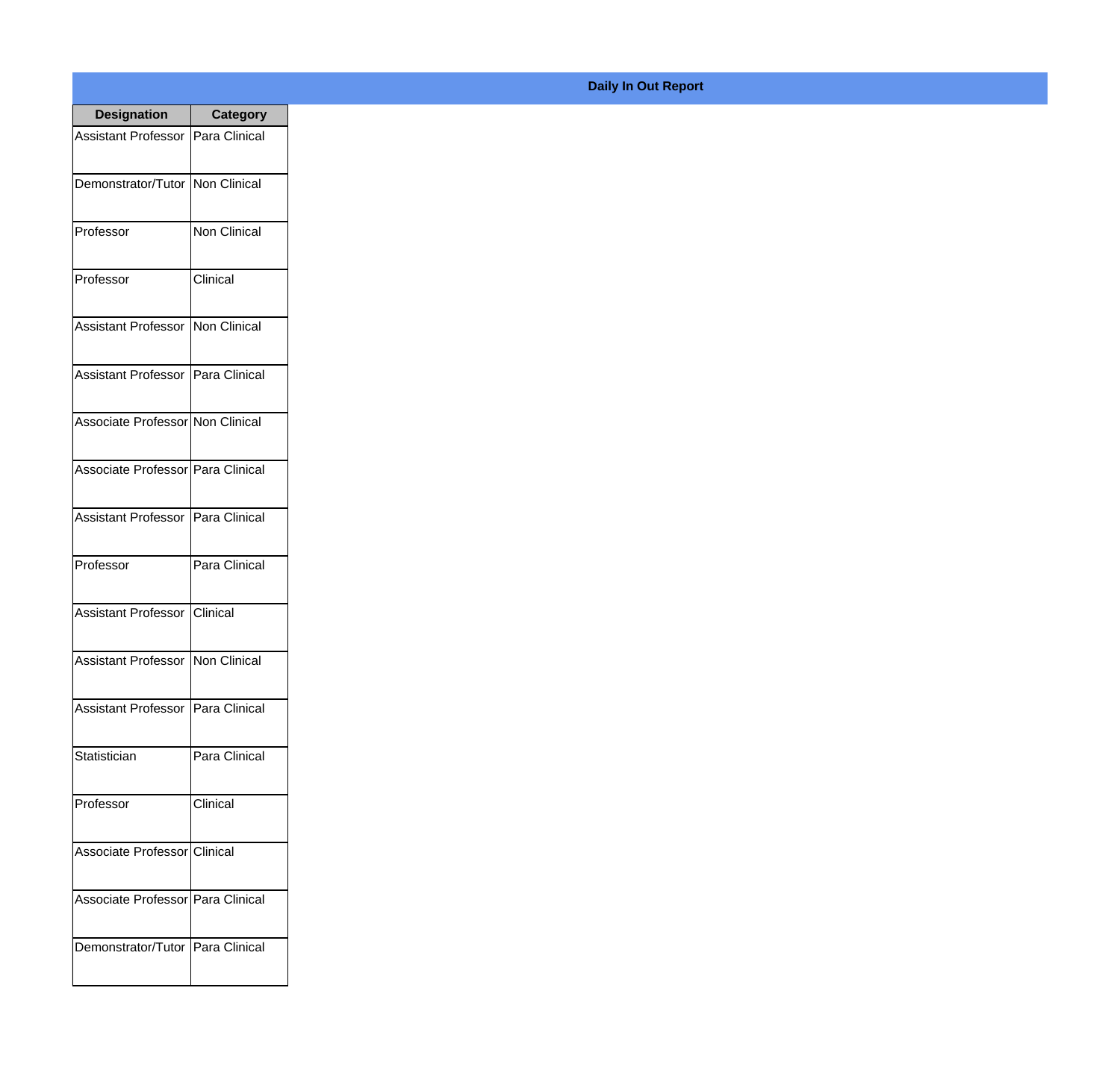**Daily In Out Report**

| Designation | Category |
| --- | --- |
| Assistant Professor | Para Clinical |
| Demonstrator/Tutor | Non Clinical |
| Professor | Non Clinical |
| Professor | Clinical |
| Assistant Professor | Non Clinical |
| Assistant Professor | Para Clinical |
| Associate Professor | Non Clinical |
| Associate Professor | Para Clinical |
| Assistant Professor | Para Clinical |
| Professor | Para Clinical |
| Assistant Professor | Clinical |
| Assistant Professor | Non Clinical |
| Assistant Professor | Para Clinical |
| Statistician | Para Clinical |
| Professor | Clinical |
| Associate Professor | Clinical |
| Associate Professor | Para Clinical |
| Demonstrator/Tutor | Para Clinical |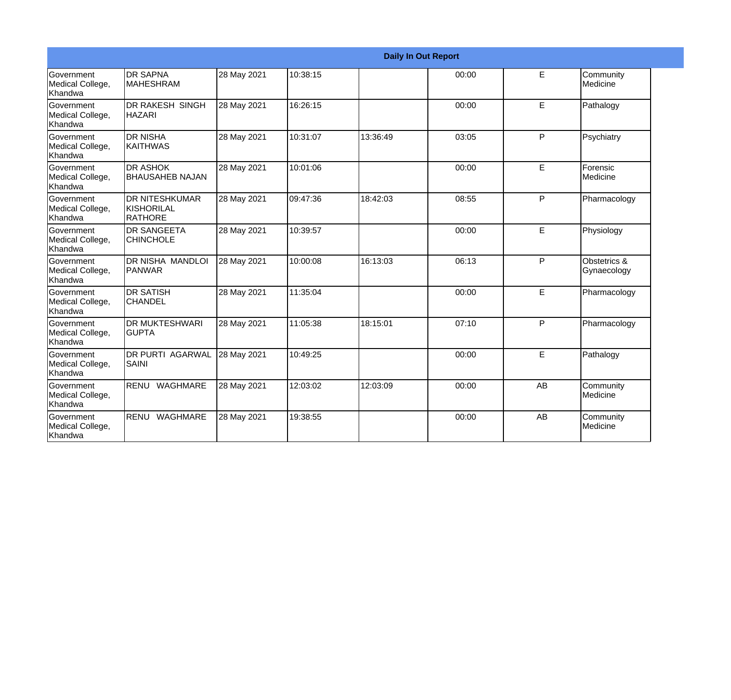| Daily In Out Report | | | | | | | |
|---|---|---|---|---|---|---|---|
| Government Medical College, Khandwa | DR SAPNA MAHESHRAM | 28 May 2021 | 10:38:15 | | 00:00 | E | Community Medicine |
| Government Medical College, Khandwa | DR RAKESH SINGH HAZARI | 28 May 2021 | 16:26:15 | | 00:00 | E | Pathalogy |
| Government Medical College, Khandwa | DR NISHA KAITHWAS | 28 May 2021 | 10:31:07 | 13:36:49 | 03:05 | P | Psychiatry |
| Government Medical College, Khandwa | DR ASHOK BHAUSAHEB NAJAN | 28 May 2021 | 10:01:06 | | 00:00 | E | Forensic Medicine |
| Government Medical College, Khandwa | DR NITESHKUMAR KISHORILAL RATHORE | 28 May 2021 | 09:47:36 | 18:42:03 | 08:55 | P | Pharmacology |
| Government Medical College, Khandwa | DR SANGEETA CHINCHOLE | 28 May 2021 | 10:39:57 | | 00:00 | E | Physiology |
| Government Medical College, Khandwa | DR NISHA MANDLOI PANWAR | 28 May 2021 | 10:00:08 | 16:13:03 | 06:13 | P | Obstetrics & Gynaecology |
| Government Medical College, Khandwa | DR SATISH CHANDEL | 28 May 2021 | 11:35:04 | | 00:00 | E | Pharmacology |
| Government Medical College, Khandwa | DR MUKTESHWARI GUPTA | 28 May 2021 | 11:05:38 | 18:15:01 | 07:10 | P | Pharmacology |
| Government Medical College, Khandwa | DR PURTI AGARWAL SAINI | 28 May 2021 | 10:49:25 | | 00:00 | E | Pathalogy |
| Government Medical College, Khandwa | RENU WAGHMARE | 28 May 2021 | 12:03:02 | 12:03:09 | 00:00 | AB | Community Medicine |
| Government Medical College, Khandwa | RENU WAGHMARE | 28 May 2021 | 19:38:55 | | 00:00 | AB | Community Medicine |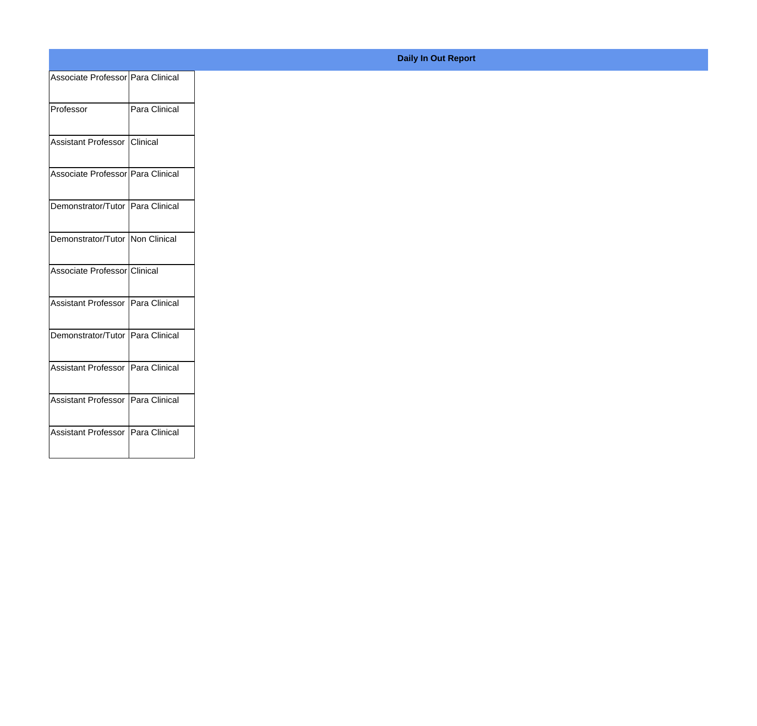**Daily In Out Report**

| | |
|---|---|
| Associate Professor | Para Clinical |
| Professor | Para Clinical |
| Assistant Professor | Clinical |
| Associate Professor | Para Clinical |
| Demonstrator/Tutor | Para Clinical |
| Demonstrator/Tutor | Non Clinical |
| Associate Professor | Clinical |
| Assistant Professor | Para Clinical |
| Demonstrator/Tutor | Para Clinical |
| Assistant Professor | Para Clinical |
| Assistant Professor | Para Clinical |
| Assistant Professor | Para Clinical |